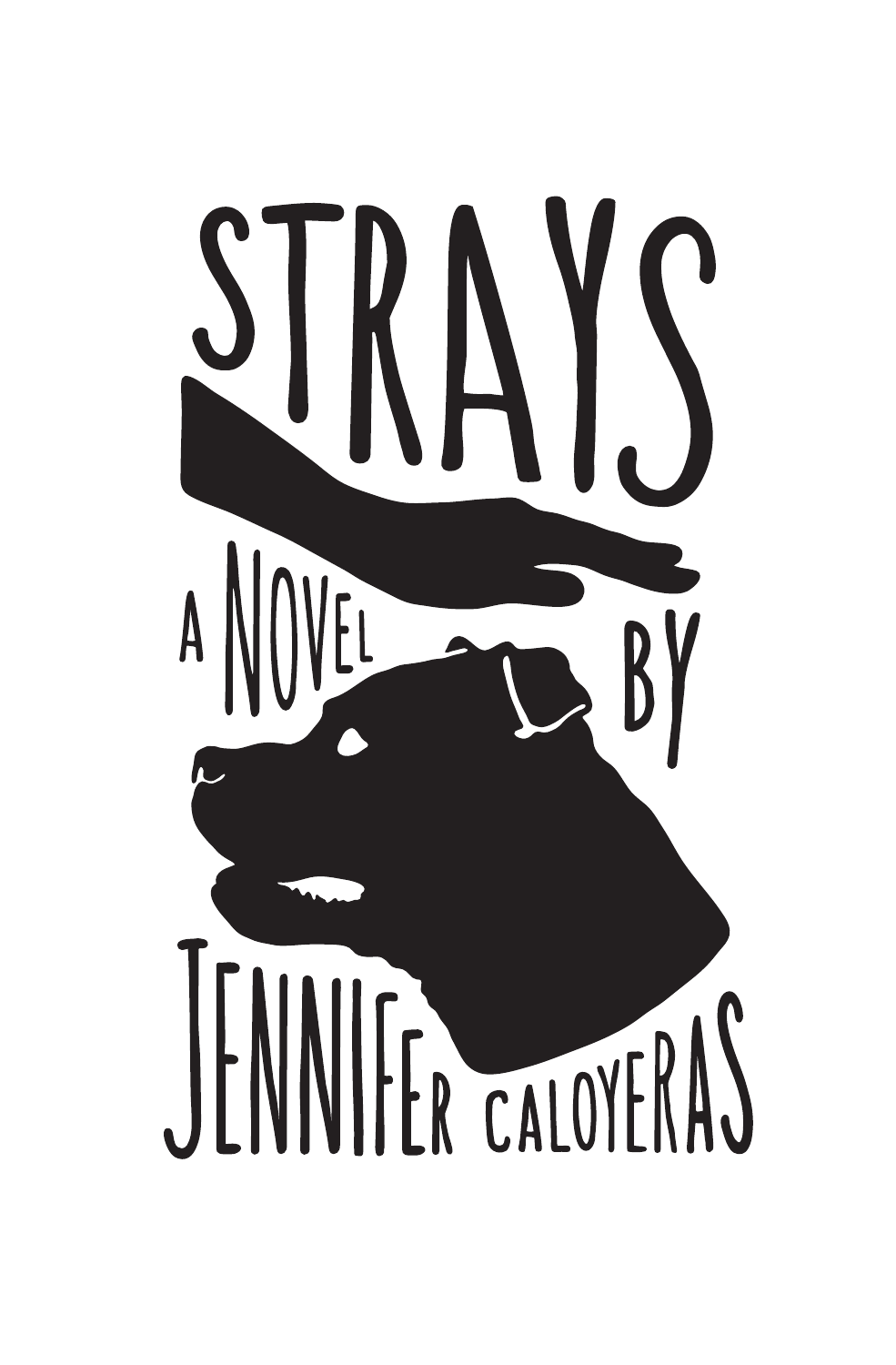# STRAYS

A NOVEL BY

JENNIFER CALOYERAS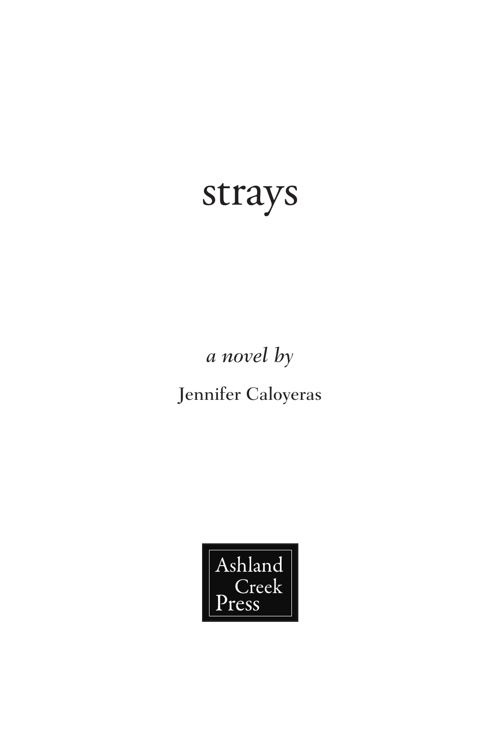# strays

*a novel by*

Jennifer Caloyeras

Ashland Creek Press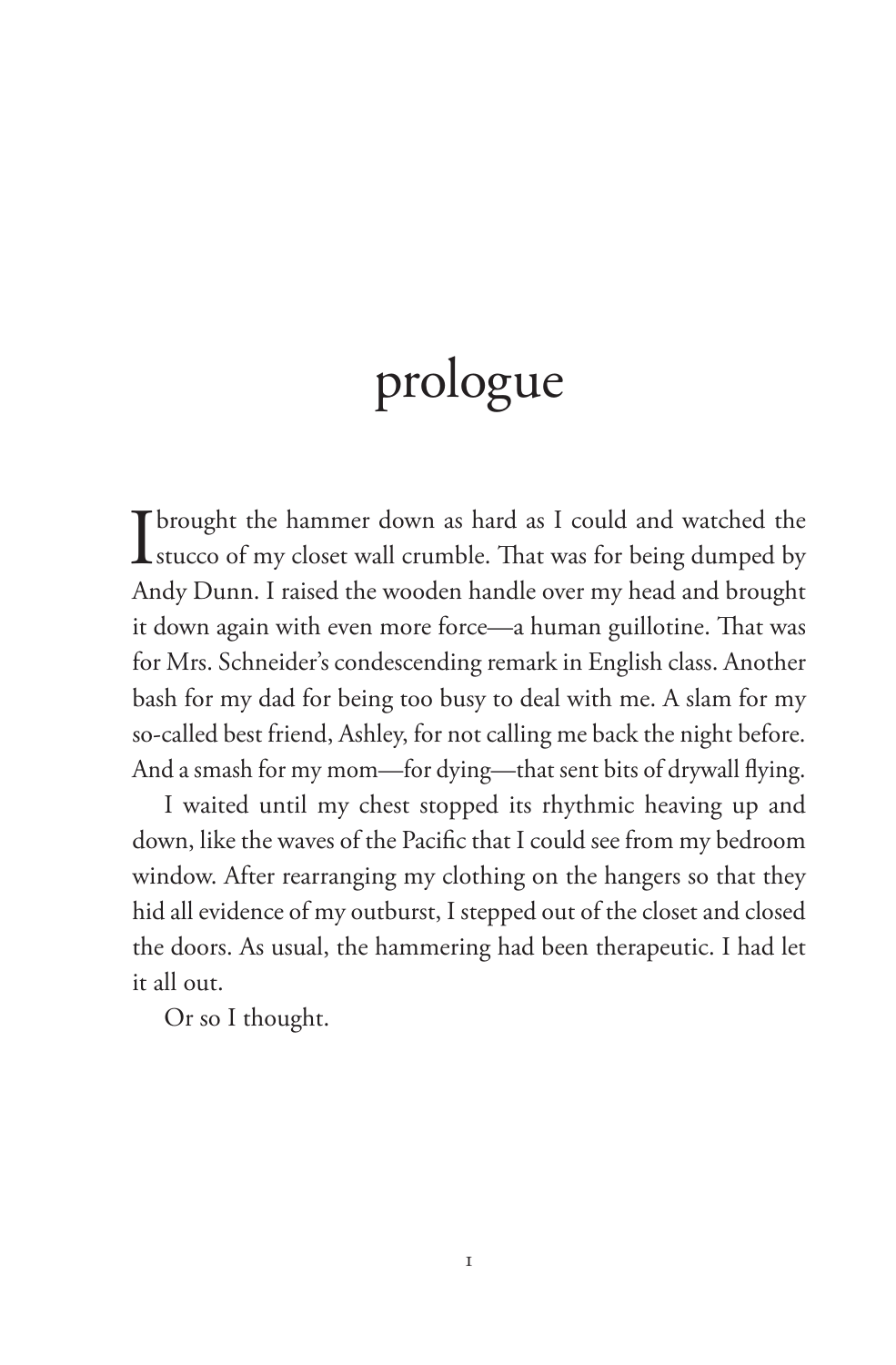# prologue

I brought the hammer down as hard as I could and watched the stucco of my closet wall crumble. That was for being dumped by Andy Dunn. I raised the wooden handle over my head and brought it down again with even more force—a human guillotine. That was for Mrs. Schneider's condescending remark in English class. Another bash for my dad for being too busy to deal with me. A slam for my so-called best friend, Ashley, for not calling me back the night before. And a smash for my mom—for dying—that sent bits of drywall flying.

I waited until my chest stopped its rhythmic heaving up and down, like the waves of the Pacific that I could see from my bedroom window. After rearranging my clothing on the hangers so that they hid all evidence of my outburst, I stepped out of the closet and closed the doors. As usual, the hammering had been therapeutic. I had let it all out.

Or so I thought.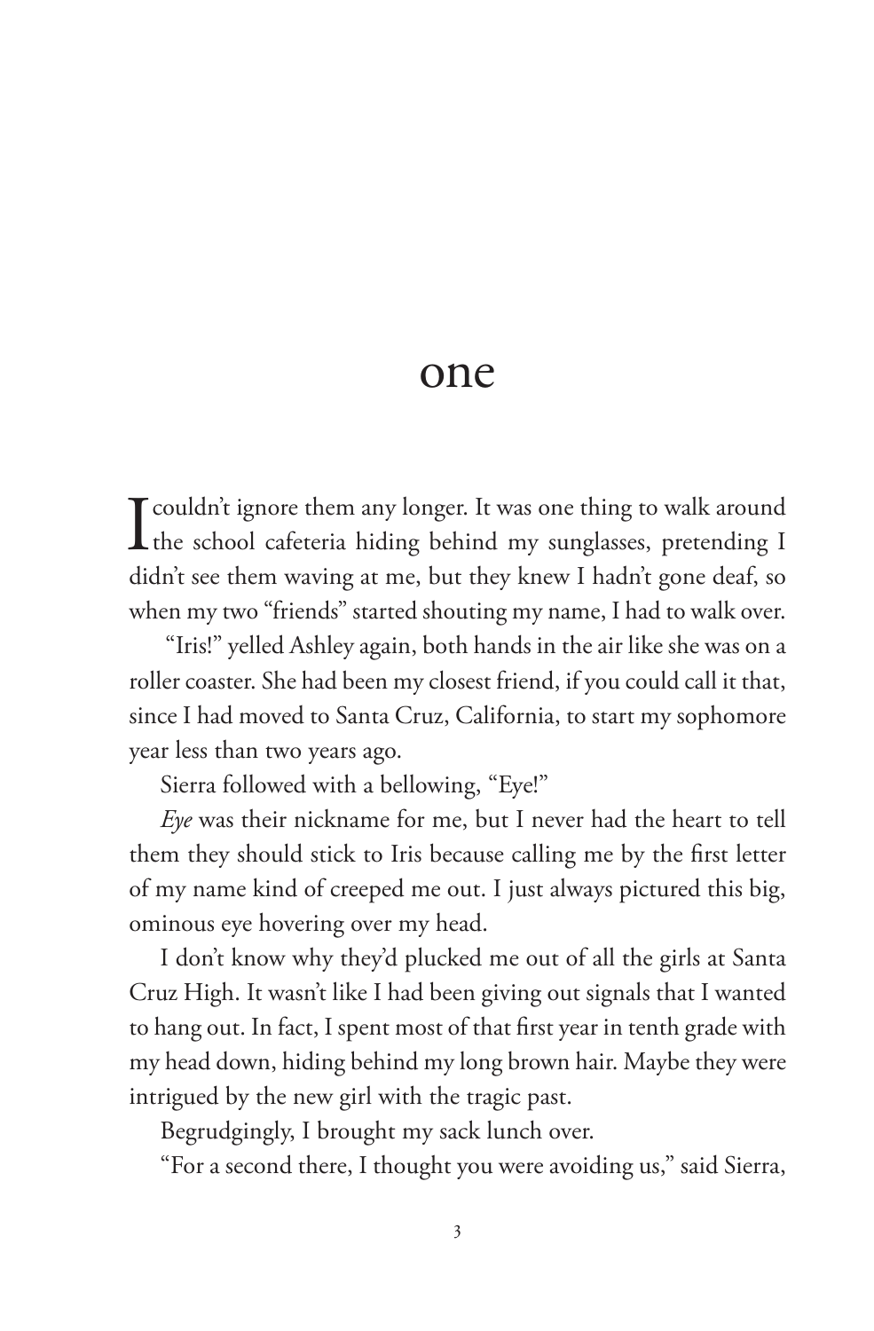# one

I couldn't ignore them any longer. It was one thing to walk around the school cafeteria hiding behind my sunglasses, pretending I didn't see them waving at me, but they knew I hadn't gone deaf, so when my two "friends" started shouting my name, I had to walk over.

"Iris!" yelled Ashley again, both hands in the air like she was on a roller coaster. She had been my closest friend, if you could call it that, since I had moved to Santa Cruz, California, to start my sophomore year less than two years ago.

Sierra followed with a bellowing, "Eye!"

*Eye* was their nickname for me, but I never had the heart to tell them they should stick to Iris because calling me by the first letter of my name kind of creeped me out. I just always pictured this big, ominous eye hovering over my head.

I don't know why they'd plucked me out of all the girls at Santa Cruz High. It wasn't like I had been giving out signals that I wanted to hang out. In fact, I spent most of that first year in tenth grade with my head down, hiding behind my long brown hair. Maybe they were intrigued by the new girl with the tragic past.

Begrudgingly, I brought my sack lunch over.

"For a second there, I thought you were avoiding us," said Sierra,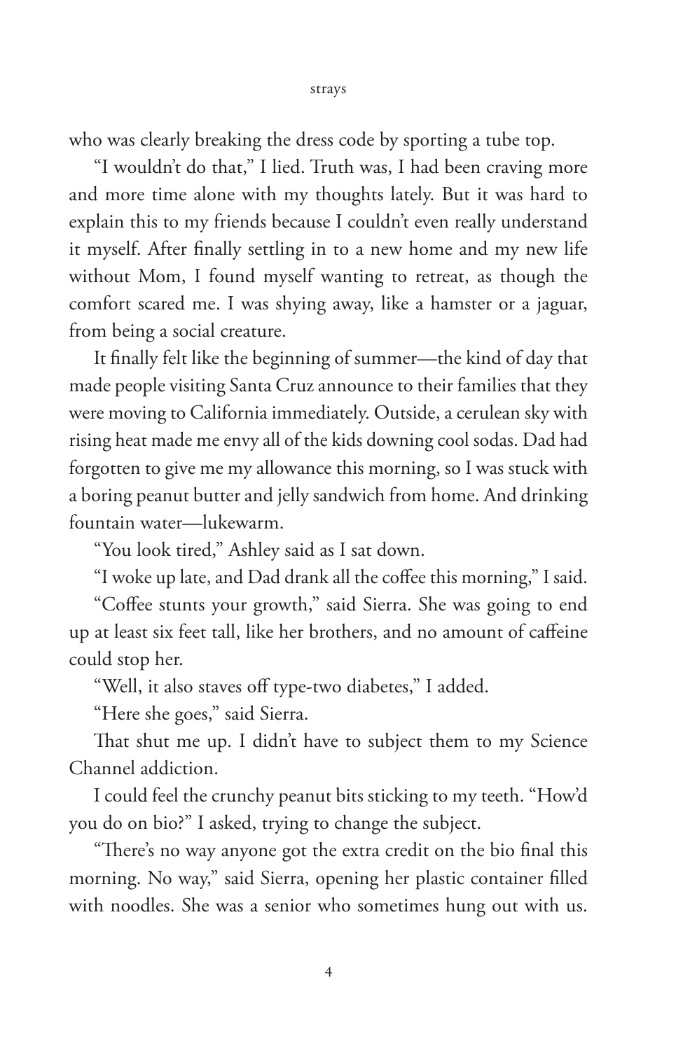who was clearly breaking the dress code by sporting a tube top.

"I wouldn't do that," I lied. Truth was, I had been craving more and more time alone with my thoughts lately. But it was hard to explain this to my friends because I couldn't even really understand it myself. After finally settling in to a new home and my new life without Mom, I found myself wanting to retreat, as though the comfort scared me. I was shying away, like a hamster or a jaguar, from being a social creature.

It finally felt like the beginning of summer—the kind of day that made people visiting Santa Cruz announce to their families that they were moving to California immediately. Outside, a cerulean sky with rising heat made me envy all of the kids downing cool sodas. Dad had forgotten to give me my allowance this morning, so I was stuck with a boring peanut butter and jelly sandwich from home. And drinking fountain water—lukewarm.

"You look tired," Ashley said as I sat down.

"I woke up late, and Dad drank all the coffee this morning," I said.

"Coffee stunts your growth," said Sierra. She was going to end up at least six feet tall, like her brothers, and no amount of caffeine could stop her.

"Well, it also staves off type-two diabetes," I added.

"Here she goes," said Sierra.

That shut me up. I didn't have to subject them to my Science Channel addiction.

I could feel the crunchy peanut bits sticking to my teeth. "How'd you do on bio?" I asked, trying to change the subject.

"There's no way anyone got the extra credit on the bio final this morning. No way," said Sierra, opening her plastic container filled with noodles. She was a senior who sometimes hung out with us.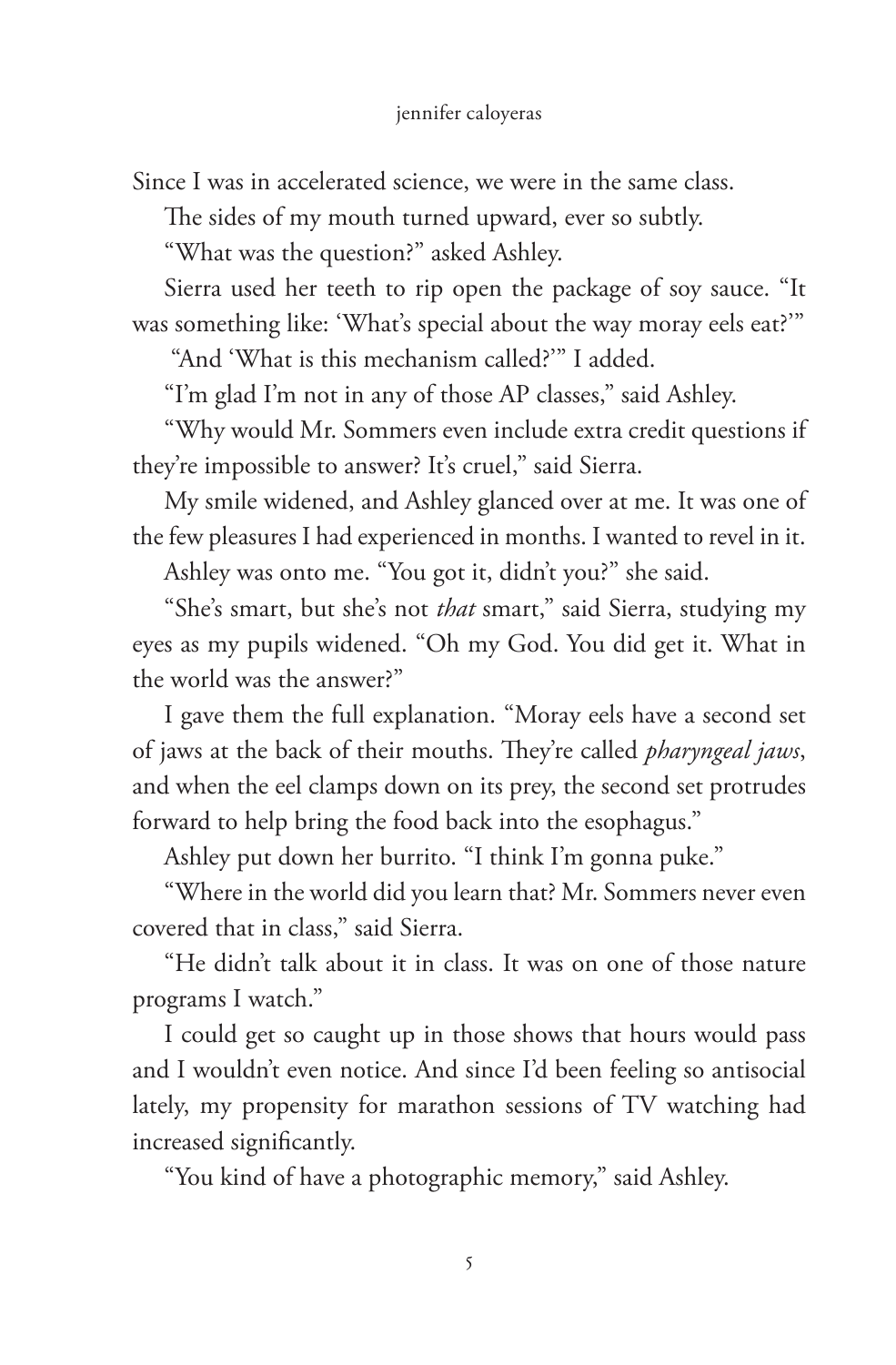Since I was in accelerated science, we were in the same class.

The sides of my mouth turned upward, ever so subtly.

"What was the question?" asked Ashley.

Sierra used her teeth to rip open the package of soy sauce. "It was something like: 'What's special about the way moray eels eat?'"

"And 'What is this mechanism called?'" I added.

"I'm glad I'm not in any of those AP classes," said Ashley.

"Why would Mr. Sommers even include extra credit questions if they're impossible to answer? It's cruel," said Sierra.

My smile widened, and Ashley glanced over at me. It was one of the few pleasures I had experienced in months. I wanted to revel in it.

Ashley was onto me. "You got it, didn't you?" she said.

"She's smart, but she's not *that* smart," said Sierra, studying my eyes as my pupils widened. "Oh my God. You did get it. What in the world was the answer?"

I gave them the full explanation. "Moray eels have a second set of jaws at the back of their mouths. They're called *pharyngeal jaws*, and when the eel clamps down on its prey, the second set protrudes forward to help bring the food back into the esophagus."

Ashley put down her burrito. "I think I'm gonna puke."

"Where in the world did you learn that? Mr. Sommers never even covered that in class," said Sierra.

"He didn't talk about it in class. It was on one of those nature programs I watch."

I could get so caught up in those shows that hours would pass and I wouldn't even notice. And since I'd been feeling so antisocial lately, my propensity for marathon sessions of TV watching had increased significantly.

"You kind of have a photographic memory," said Ashley.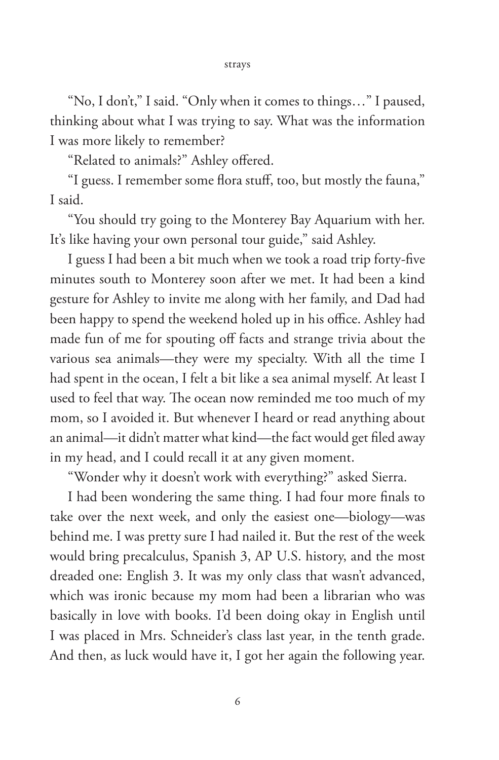"No, I don't," I said. "Only when it comes to things…" I paused, thinking about what I was trying to say. What was the information I was more likely to remember?

"Related to animals?" Ashley offered.

"I guess. I remember some flora stuff, too, but mostly the fauna," I said.

"You should try going to the Monterey Bay Aquarium with her. It's like having your own personal tour guide," said Ashley.

I guess I had been a bit much when we took a road trip forty-five minutes south to Monterey soon after we met. It had been a kind gesture for Ashley to invite me along with her family, and Dad had been happy to spend the weekend holed up in his office. Ashley had made fun of me for spouting off facts and strange trivia about the various sea animals—they were my specialty. With all the time I had spent in the ocean, I felt a bit like a sea animal myself. At least I used to feel that way. The ocean now reminded me too much of my mom, so I avoided it. But whenever I heard or read anything about an animal—it didn't matter what kind—the fact would get filed away in my head, and I could recall it at any given moment.

"Wonder why it doesn't work with everything?" asked Sierra.

I had been wondering the same thing. I had four more finals to take over the next week, and only the easiest one—biology—was behind me. I was pretty sure I had nailed it. But the rest of the week would bring precalculus, Spanish 3, AP U.S. history, and the most dreaded one: English 3. It was my only class that wasn't advanced, which was ironic because my mom had been a librarian who was basically in love with books. I'd been doing okay in English until I was placed in Mrs. Schneider's class last year, in the tenth grade. And then, as luck would have it, I got her again the following year.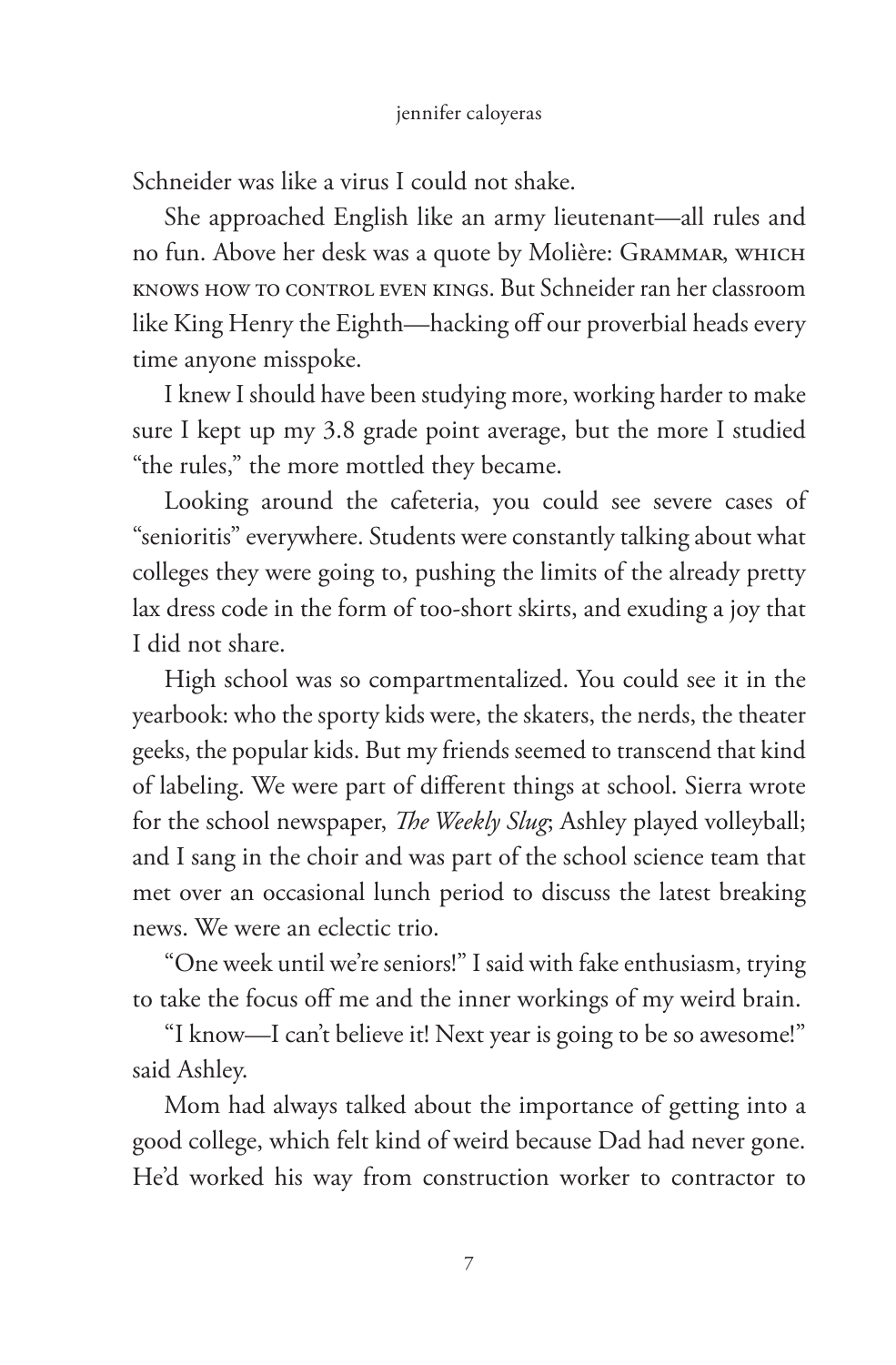Schneider was like a virus I could not shake.

She approached English like an army lieutenant—all rules and no fun. Above her desk was a quote by Molière: Grammar, which knows how to control even kings. But Schneider ran her classroom like King Henry the Eighth—hacking off our proverbial heads every time anyone misspoke.

I knew I should have been studying more, working harder to make sure I kept up my 3.8 grade point average, but the more I studied "the rules," the more mottled they became.

Looking around the cafeteria, you could see severe cases of "senioritis" everywhere. Students were constantly talking about what colleges they were going to, pushing the limits of the already pretty lax dress code in the form of too-short skirts, and exuding a joy that I did not share.

High school was so compartmentalized. You could see it in the yearbook: who the sporty kids were, the skaters, the nerds, the theater geeks, the popular kids. But my friends seemed to transcend that kind of labeling. We were part of different things at school. Sierra wrote for the school newspaper, *The Weekly Slug*; Ashley played volleyball; and I sang in the choir and was part of the school science team that met over an occasional lunch period to discuss the latest breaking news. We were an eclectic trio.

"One week until we're seniors!" I said with fake enthusiasm, trying to take the focus off me and the inner workings of my weird brain.

"I know—I can't believe it! Next year is going to be so awesome!" said Ashley.

Mom had always talked about the importance of getting into a good college, which felt kind of weird because Dad had never gone. He'd worked his way from construction worker to contractor to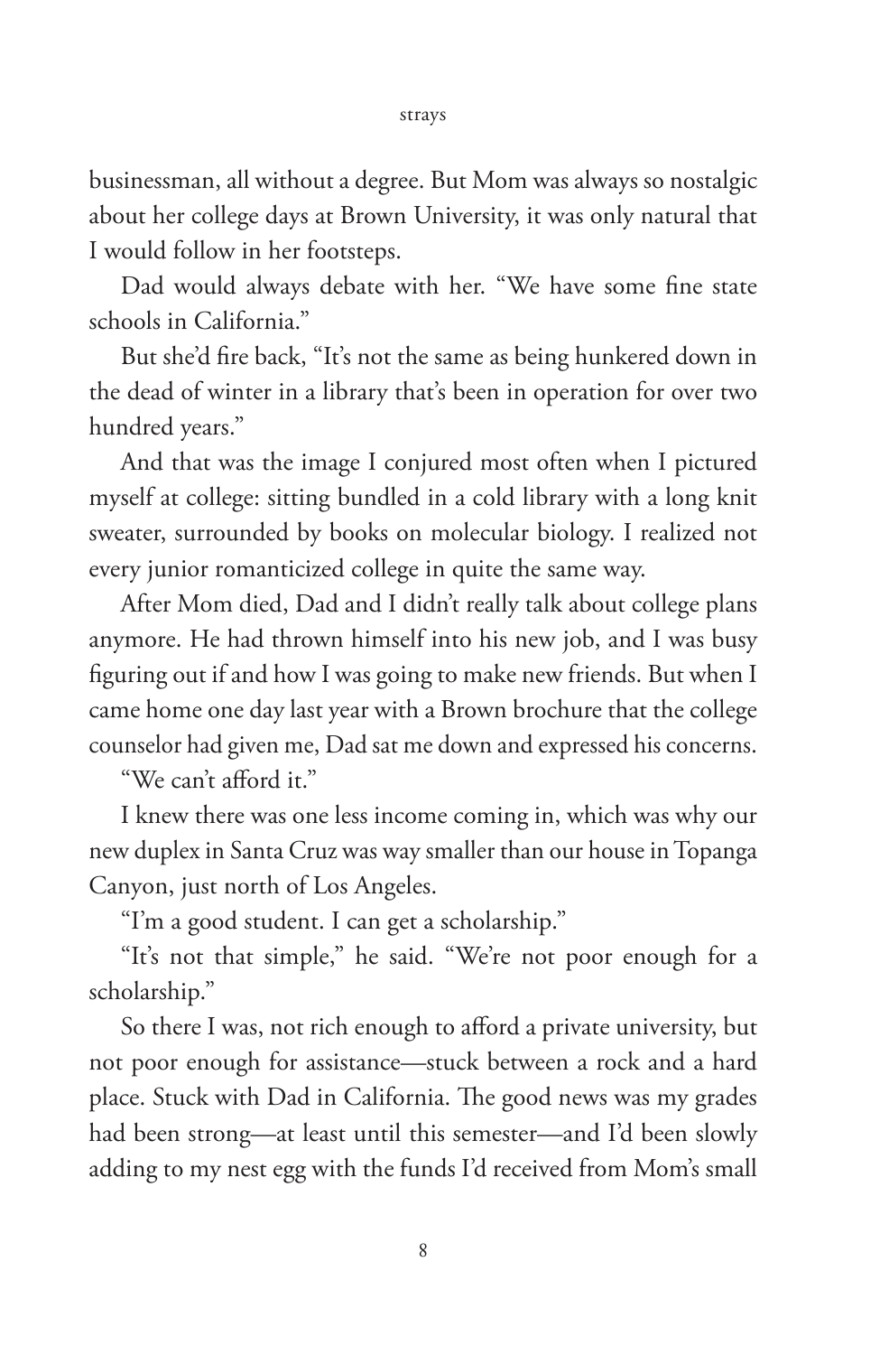businessman, all without a degree. But Mom was always so nostalgic about her college days at Brown University, it was only natural that I would follow in her footsteps.

Dad would always debate with her. "We have some fine state schools in California."

But she'd fire back, "It's not the same as being hunkered down in the dead of winter in a library that's been in operation for over two hundred years."

And that was the image I conjured most often when I pictured myself at college: sitting bundled in a cold library with a long knit sweater, surrounded by books on molecular biology. I realized not every junior romanticized college in quite the same way.

After Mom died, Dad and I didn't really talk about college plans anymore. He had thrown himself into his new job, and I was busy figuring out if and how I was going to make new friends. But when I came home one day last year with a Brown brochure that the college counselor had given me, Dad sat me down and expressed his concerns.

"We can't afford it."

I knew there was one less income coming in, which was why our new duplex in Santa Cruz was way smaller than our house in Topanga Canyon, just north of Los Angeles.

"I'm a good student. I can get a scholarship."

"It's not that simple," he said. "We're not poor enough for a scholarship."

So there I was, not rich enough to afford a private university, but not poor enough for assistance—stuck between a rock and a hard place. Stuck with Dad in California. The good news was my grades had been strong—at least until this semester—and I'd been slowly adding to my nest egg with the funds I'd received from Mom's small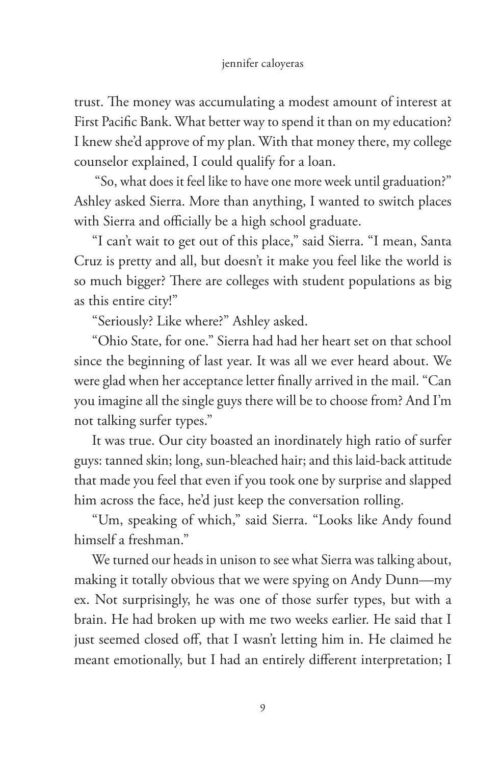trust. The money was accumulating a modest amount of interest at First Pacific Bank. What better way to spend it than on my education? I knew she'd approve of my plan. With that money there, my college counselor explained, I could qualify for a loan.

"So, what does it feel like to have one more week until graduation?" Ashley asked Sierra. More than anything, I wanted to switch places with Sierra and officially be a high school graduate.

"I can't wait to get out of this place," said Sierra. "I mean, Santa Cruz is pretty and all, but doesn't it make you feel like the world is so much bigger? There are colleges with student populations as big as this entire city!"

"Seriously? Like where?" Ashley asked.

"Ohio State, for one." Sierra had had her heart set on that school since the beginning of last year. It was all we ever heard about. We were glad when her acceptance letter finally arrived in the mail. "Can you imagine all the single guys there will be to choose from? And I'm not talking surfer types."

It was true. Our city boasted an inordinately high ratio of surfer guys: tanned skin; long, sun-bleached hair; and this laid-back attitude that made you feel that even if you took one by surprise and slapped him across the face, he'd just keep the conversation rolling.

"Um, speaking of which," said Sierra. "Looks like Andy found himself a freshman."

We turned our heads in unison to see what Sierra was talking about, making it totally obvious that we were spying on Andy Dunn—my ex. Not surprisingly, he was one of those surfer types, but with a brain. He had broken up with me two weeks earlier. He said that I just seemed closed off, that I wasn't letting him in. He claimed he meant emotionally, but I had an entirely different interpretation; I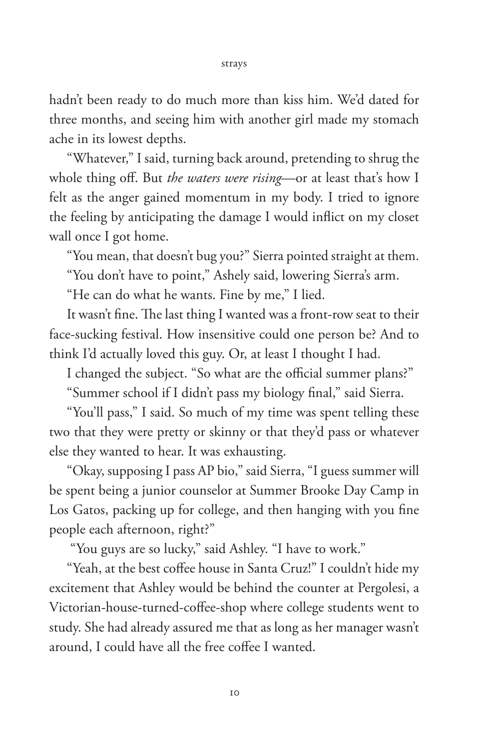hadn't been ready to do much more than kiss him. We'd dated for three months, and seeing him with another girl made my stomach ache in its lowest depths.

"Whatever," I said, turning back around, pretending to shrug the whole thing off. But *the waters were rising*—or at least that's how I felt as the anger gained momentum in my body. I tried to ignore the feeling by anticipating the damage I would inflict on my closet wall once I got home.

"You mean, that doesn't bug you?" Sierra pointed straight at them.

"You don't have to point," Ashely said, lowering Sierra's arm.

"He can do what he wants. Fine by me," I lied.

It wasn't fine. The last thing I wanted was a front-row seat to their face-sucking festival. How insensitive could one person be? And to think I'd actually loved this guy. Or, at least I thought I had.

I changed the subject. "So what are the official summer plans?"

"Summer school if I didn't pass my biology final," said Sierra.

"You'll pass," I said. So much of my time was spent telling these two that they were pretty or skinny or that they'd pass or whatever else they wanted to hear. It was exhausting.

"Okay, supposing I pass AP bio," said Sierra, "I guess summer will be spent being a junior counselor at Summer Brooke Day Camp in Los Gatos, packing up for college, and then hanging with you fine people each afternoon, right?"

"You guys are so lucky," said Ashley. "I have to work."

"Yeah, at the best coffee house in Santa Cruz!" I couldn't hide my excitement that Ashley would be behind the counter at Pergolesi, a Victorian-house-turned-coffee-shop where college students went to study. She had already assured me that as long as her manager wasn't around, I could have all the free coffee I wanted.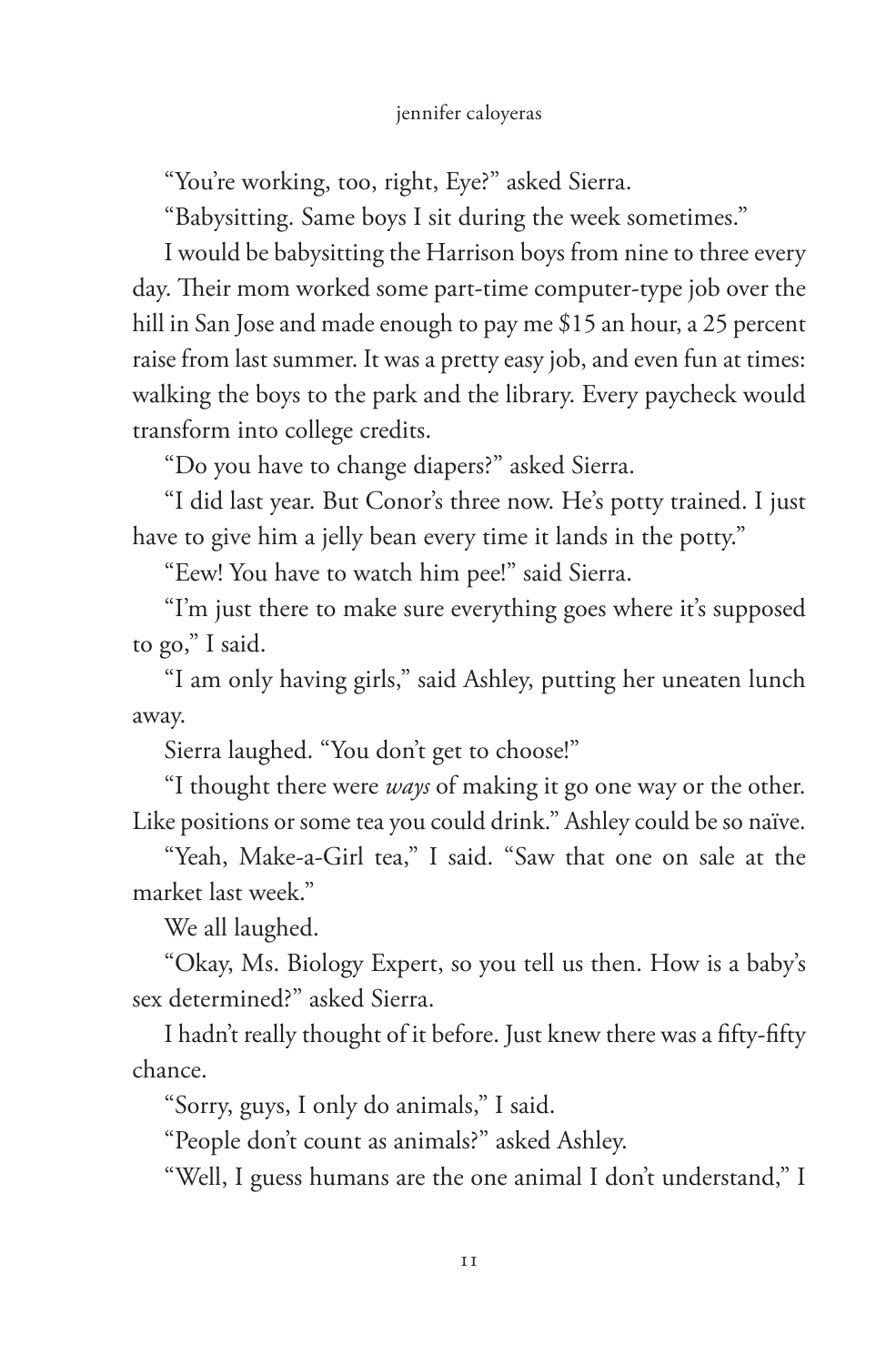"You're working, too, right, Eye?" asked Sierra.

"Babysitting. Same boys I sit during the week sometimes."

I would be babysitting the Harrison boys from nine to three every day. Their mom worked some part-time computer-type job over the hill in San Jose and made enough to pay me $15 an hour, a 25 percent raise from last summer. It was a pretty easy job, and even fun at times: walking the boys to the park and the library. Every paycheck would transform into college credits.

"Do you have to change diapers?" asked Sierra.

"I did last year. But Conor's three now. He's potty trained. I just have to give him a jelly bean every time it lands in the potty."

"Eew! You have to watch him pee!" said Sierra.

"I'm just there to make sure everything goes where it's supposed to go," I said.

"I am only having girls," said Ashley, putting her uneaten lunch away.

Sierra laughed. "You don't get to choose!"

"I thought there were *ways* of making it go one way or the other. Like positions or some tea you could drink." Ashley could be so naïve.

"Yeah, Make-a-Girl tea," I said. "Saw that one on sale at the market last week."

We all laughed.

"Okay, Ms. Biology Expert, so you tell us then. How is a baby's sex determined?" asked Sierra.

I hadn't really thought of it before. Just knew there was a fifty-fifty chance.

"Sorry, guys, I only do animals," I said.

"People don't count as animals?" asked Ashley.

"Well, I guess humans are the one animal I don't understand," I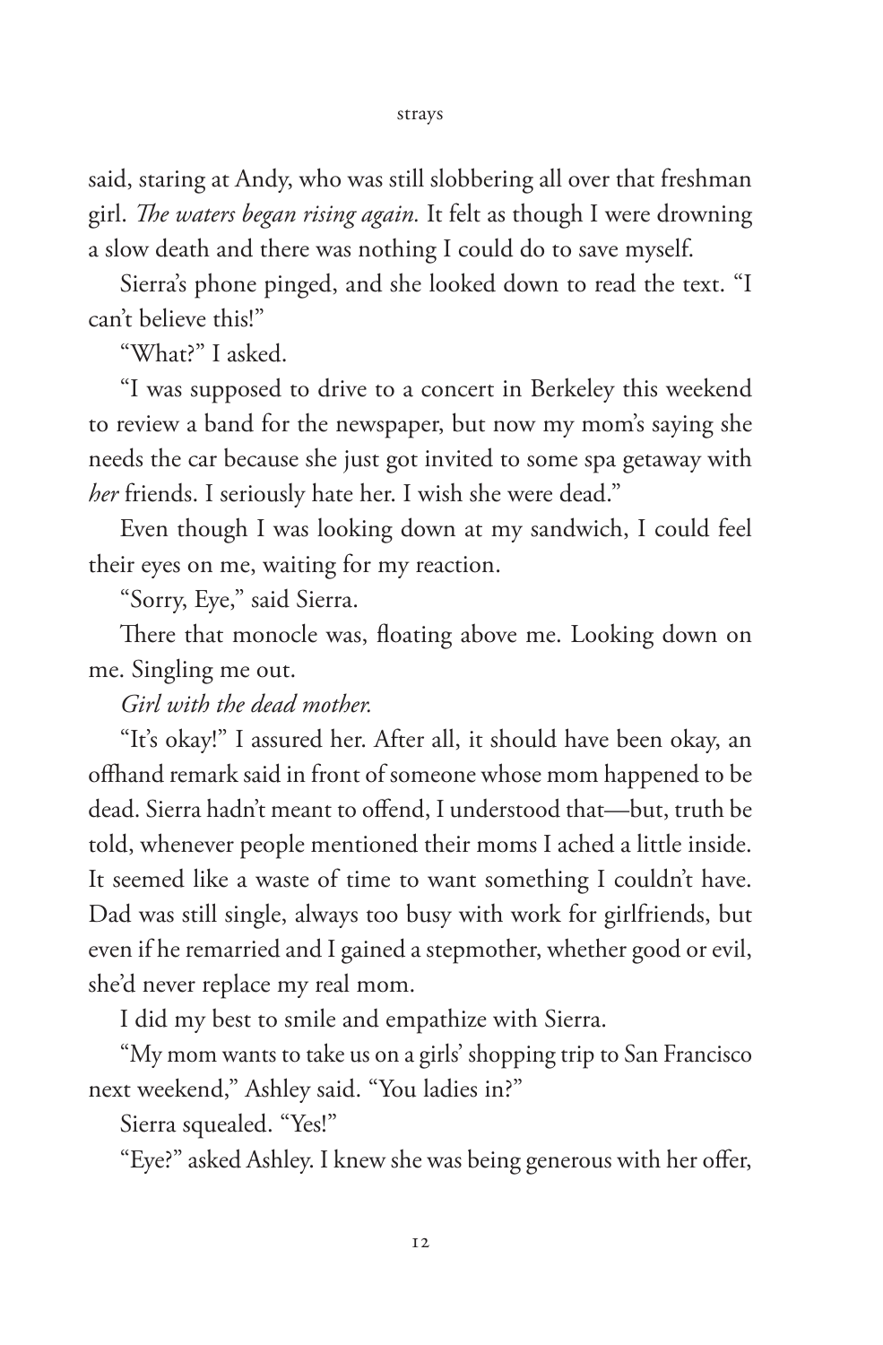said, staring at Andy, who was still slobbering all over that freshman girl. *The waters began rising again.* It felt as though I were drowning a slow death and there was nothing I could do to save myself.

Sierra's phone pinged, and she looked down to read the text. "I can't believe this!"

"What?" I asked.

"I was supposed to drive to a concert in Berkeley this weekend to review a band for the newspaper, but now my mom's saying she needs the car because she just got invited to some spa getaway with *her* friends. I seriously hate her. I wish she were dead."

Even though I was looking down at my sandwich, I could feel their eyes on me, waiting for my reaction.

"Sorry, Eye," said Sierra.

There that monocle was, floating above me. Looking down on me. Singling me out.

*Girl with the dead mother.*

"It's okay!" I assured her. After all, it should have been okay, an offhand remark said in front of someone whose mom happened to be dead. Sierra hadn't meant to offend, I understood that—but, truth be told, whenever people mentioned their moms I ached a little inside. It seemed like a waste of time to want something I couldn't have. Dad was still single, always too busy with work for girlfriends, but even if he remarried and I gained a stepmother, whether good or evil, she'd never replace my real mom.

I did my best to smile and empathize with Sierra.

"My mom wants to take us on a girls' shopping trip to San Francisco next weekend," Ashley said. "You ladies in?"

Sierra squealed. "Yes!"

"Eye?" asked Ashley. I knew she was being generous with her offer,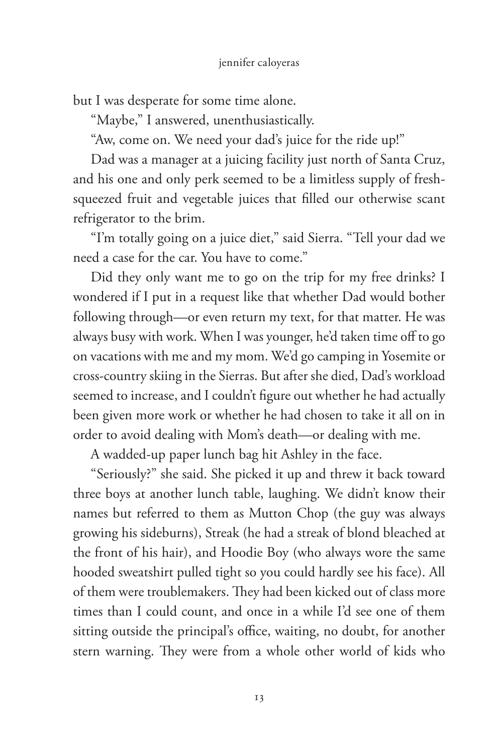but I was desperate for some time alone.

"Maybe," I answered, unenthusiastically.

"Aw, come on. We need your dad's juice for the ride up!"

Dad was a manager at a juicing facility just north of Santa Cruz, and his one and only perk seemed to be a limitless supply of fresh-squeezed fruit and vegetable juices that filled our otherwise scant refrigerator to the brim.

"I'm totally going on a juice diet," said Sierra. "Tell your dad we need a case for the car. You have to come."

Did they only want me to go on the trip for my free drinks? I wondered if I put in a request like that whether Dad would bother following through—or even return my text, for that matter. He was always busy with work. When I was younger, he'd taken time off to go on vacations with me and my mom. We'd go camping in Yosemite or cross-country skiing in the Sierras. But after she died, Dad's workload seemed to increase, and I couldn't figure out whether he had actually been given more work or whether he had chosen to take it all on in order to avoid dealing with Mom's death—or dealing with me.

A wadded-up paper lunch bag hit Ashley in the face.

"Seriously?" she said. She picked it up and threw it back toward three boys at another lunch table, laughing. We didn't know their names but referred to them as Mutton Chop (the guy was always growing his sideburns), Streak (he had a streak of blond bleached at the front of his hair), and Hoodie Boy (who always wore the same hooded sweatshirt pulled tight so you could hardly see his face). All of them were troublemakers. They had been kicked out of class more times than I could count, and once in a while I'd see one of them sitting outside the principal's office, waiting, no doubt, for another stern warning. They were from a whole other world of kids who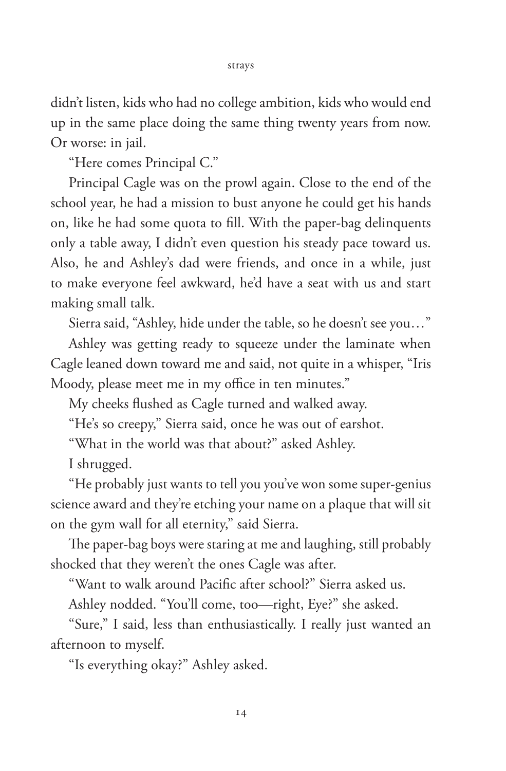didn't listen, kids who had no college ambition, kids who would end up in the same place doing the same thing twenty years from now. Or worse: in jail.

"Here comes Principal C."

Principal Cagle was on the prowl again. Close to the end of the school year, he had a mission to bust anyone he could get his hands on, like he had some quota to fill. With the paper-bag delinquents only a table away, I didn't even question his steady pace toward us. Also, he and Ashley's dad were friends, and once in a while, just to make everyone feel awkward, he'd have a seat with us and start making small talk.

Sierra said, "Ashley, hide under the table, so he doesn't see you…"

Ashley was getting ready to squeeze under the laminate when Cagle leaned down toward me and said, not quite in a whisper, "Iris Moody, please meet me in my office in ten minutes."

My cheeks flushed as Cagle turned and walked away.

"He's so creepy," Sierra said, once he was out of earshot.

"What in the world was that about?" asked Ashley.

I shrugged.

"He probably just wants to tell you you've won some super-genius science award and they're etching your name on a plaque that will sit on the gym wall for all eternity," said Sierra.

The paper-bag boys were staring at me and laughing, still probably shocked that they weren't the ones Cagle was after.

"Want to walk around Pacific after school?" Sierra asked us.

Ashley nodded. "You'll come, too—right, Eye?" she asked.

"Sure," I said, less than enthusiastically. I really just wanted an afternoon to myself.

"Is everything okay?" Ashley asked.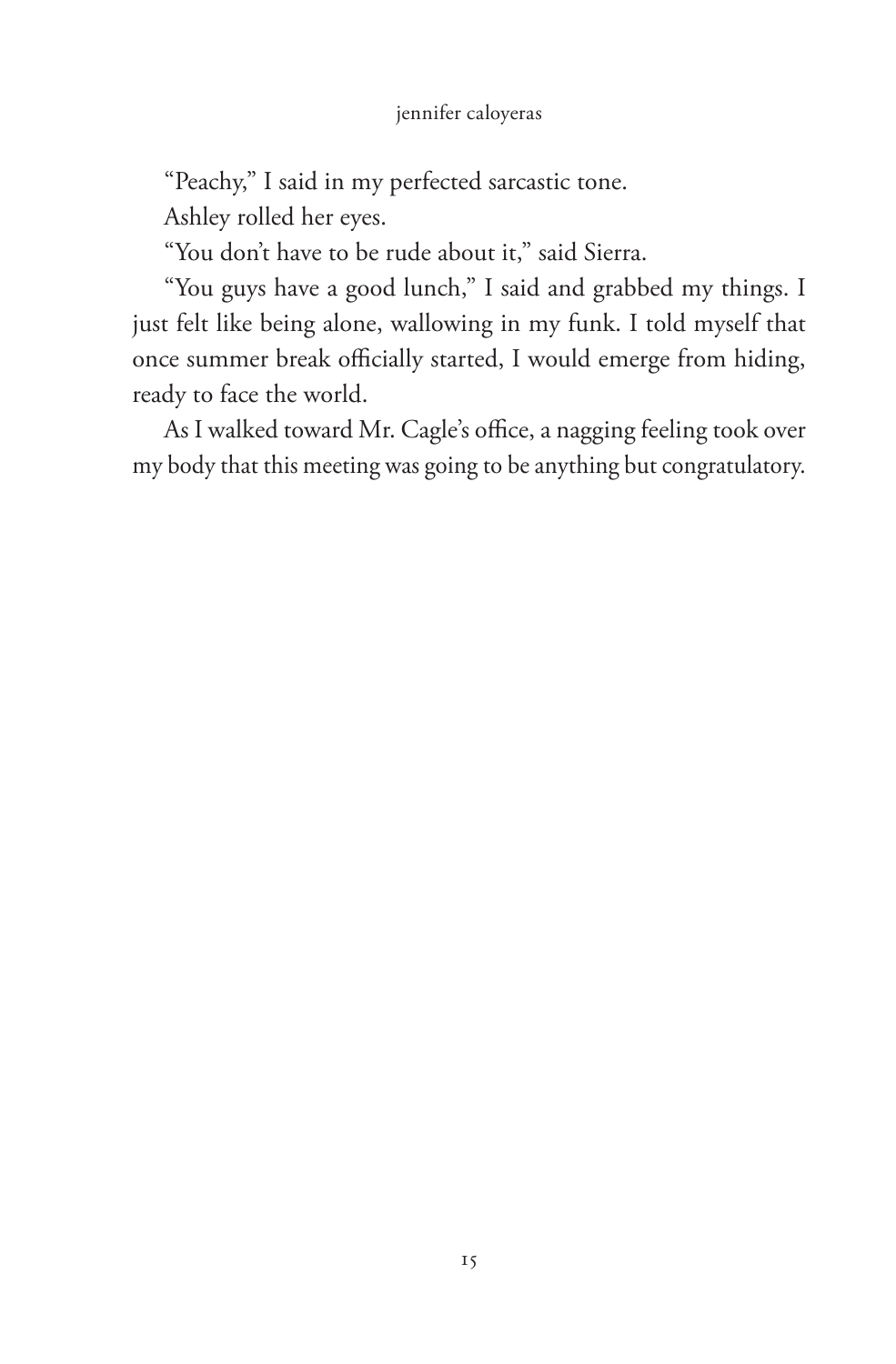"Peachy," I said in my perfected sarcastic tone.

Ashley rolled her eyes.

"You don't have to be rude about it," said Sierra.

"You guys have a good lunch," I said and grabbed my things. I just felt like being alone, wallowing in my funk. I told myself that once summer break officially started, I would emerge from hiding, ready to face the world.

As I walked toward Mr. Cagle's office, a nagging feeling took over my body that this meeting was going to be anything but congratulatory.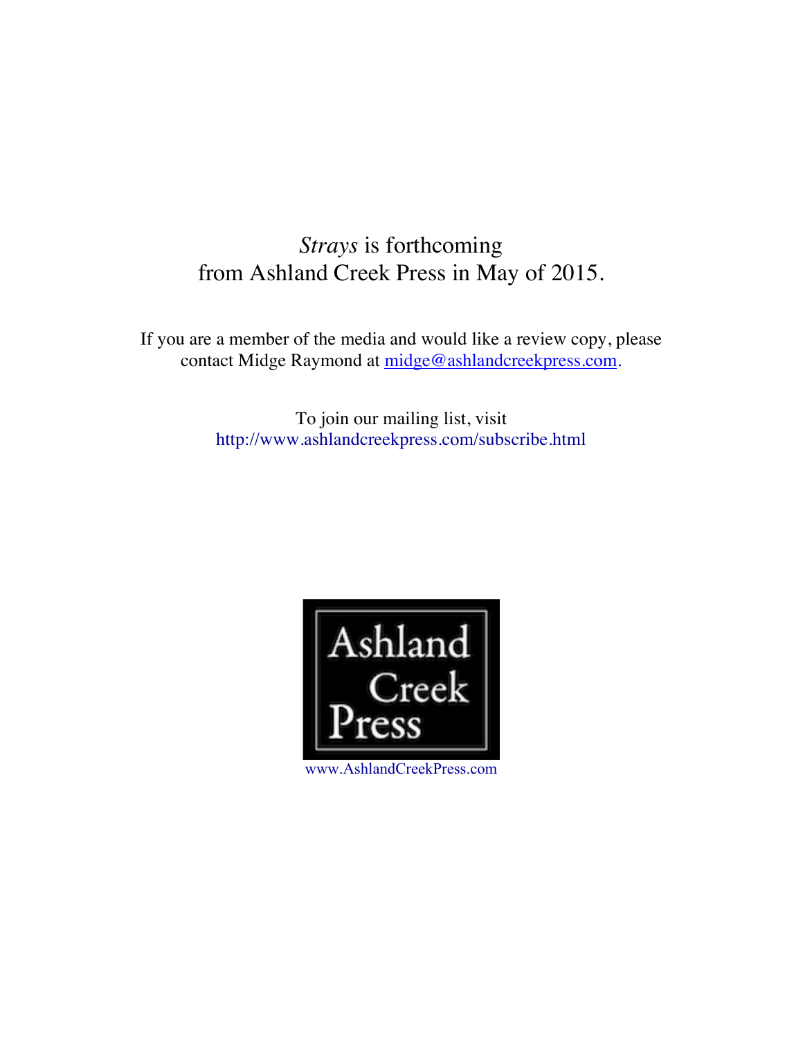*Strays* is forthcoming
from Ashland Creek Press in May of 2015.

If you are a member of the media and would like a review copy, please contact Midge Raymond at midge@ashlandcreekpress.com.

To join our mailing list, visit
http://www.ashlandcreekpress.com/subscribe.html

Ashland Creek Press

www.AshlandCreekPress.com